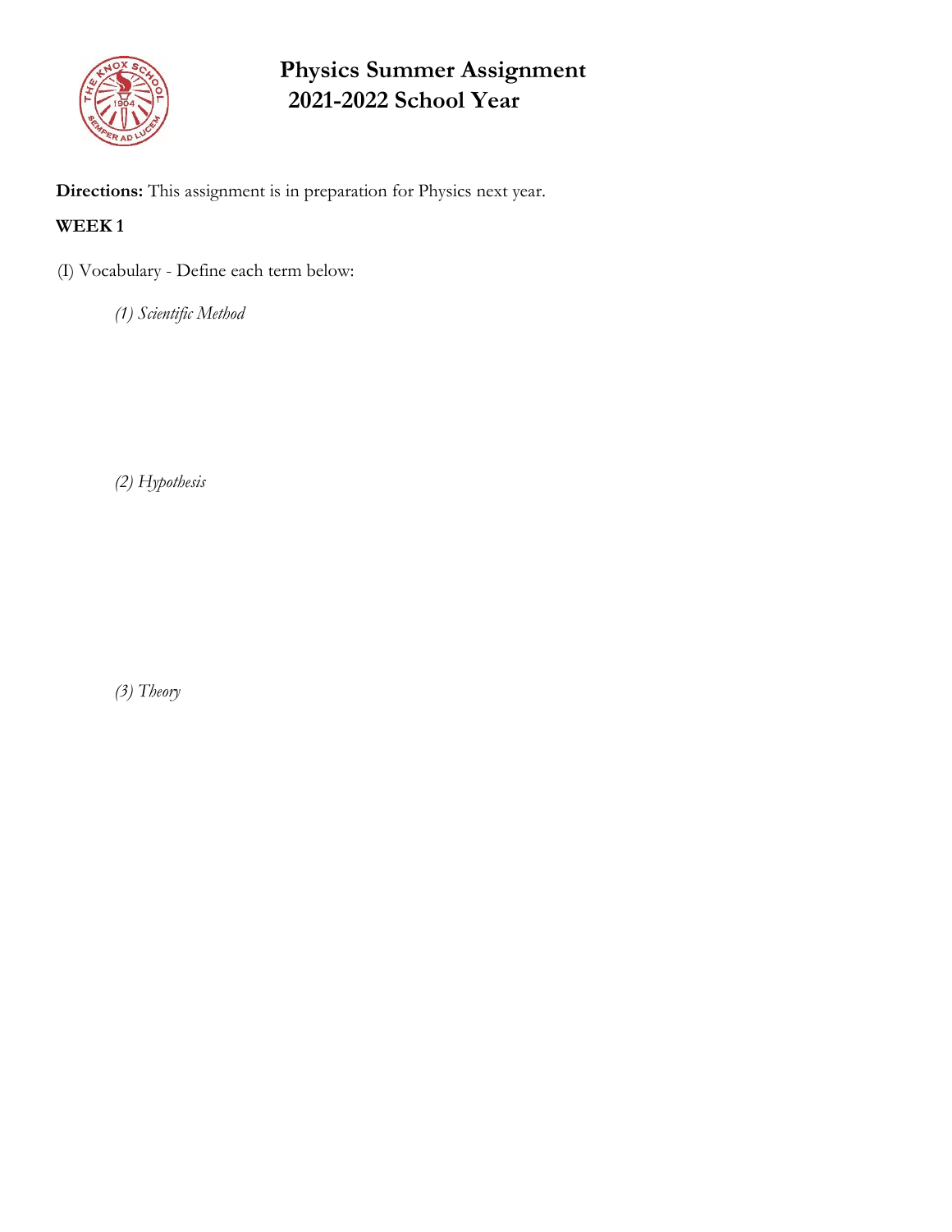# Physics Summer Assignment
## 2021-2022 School Year

**Directions:** This assignment is in preparation for Physics next year.

**WEEK 1**

(I) Vocabulary - Define each term below:

*(1) Scientific Method*

*(2) Hypothesis*

*(3) Theory*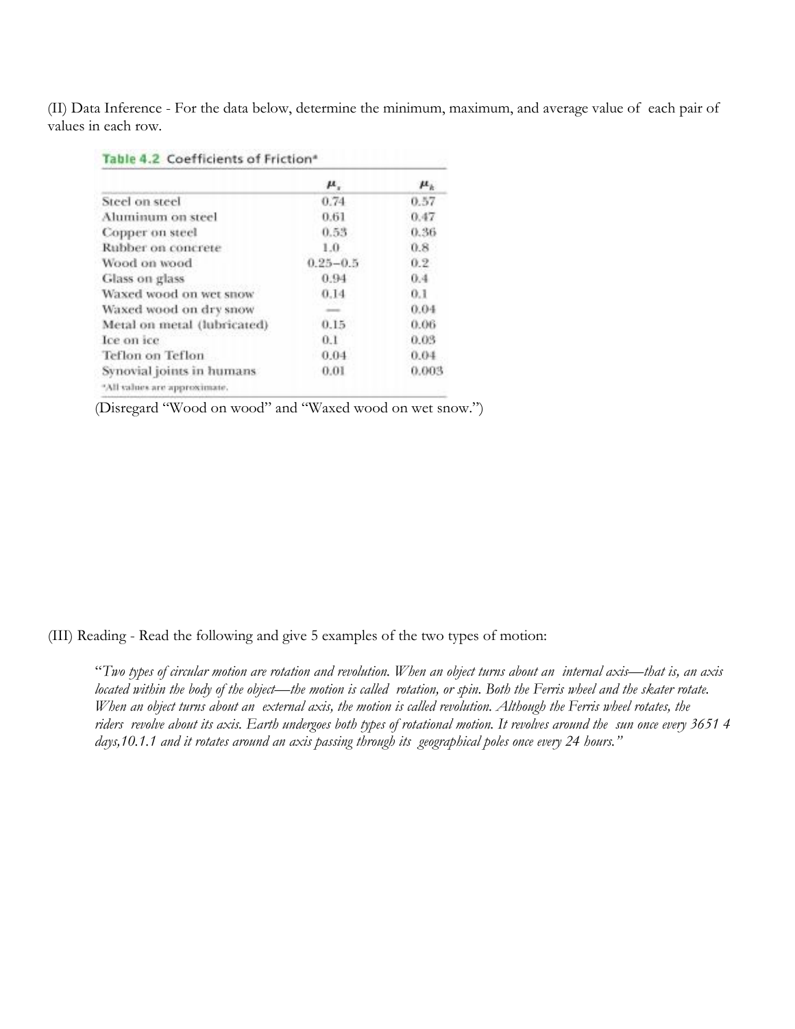(II) Data Inference - For the data below, determine the minimum, maximum, and average value of each pair of values in each row.

**Table 4.2** Coefficients of Friction*

| | $\mu_s$ | $\mu_k$ |
|---|---|---|
| Steel on steel | 0.74 | 0.57 |
| Aluminum on steel | 0.61 | 0.47 |
| Copper on steel | 0.53 | 0.36 |
| Rubber on concrete | 1.0 | 0.8 |
| Wood on wood | 0.25–0.5 | 0.2 |
| Glass on glass | 0.94 | 0.4 |
| Waxed wood on wet snow | 0.14 | 0.1 |
| Waxed wood on dry snow | — | 0.04 |
| Metal on metal (lubricated) | 0.15 | 0.06 |
| Ice on ice | 0.1 | 0.03 |
| Teflon on Teflon | 0.04 | 0.04 |
| Synovial joints in humans | 0.01 | 0.003 |

*All values are approximate.

(Disregard "Wood on wood" and "Waxed wood on wet snow.")

(III) Reading - Read the following and give 5 examples of the two types of motion:

"*Two types of circular motion are rotation and revolution. When an object turns about an internal axis—that is, an axis located within the body of the object—the motion is called rotation, or spin. Both the Ferris wheel and the skater rotate. When an object turns about an external axis, the motion is called revolution. Although the Ferris wheel rotates, the riders revolve about its axis. Earth undergoes both types of rotational motion. It revolves around the sun once every 3651 4 days,10.1.1 and it rotates around an axis passing through its geographical poles once every 24 hours.*"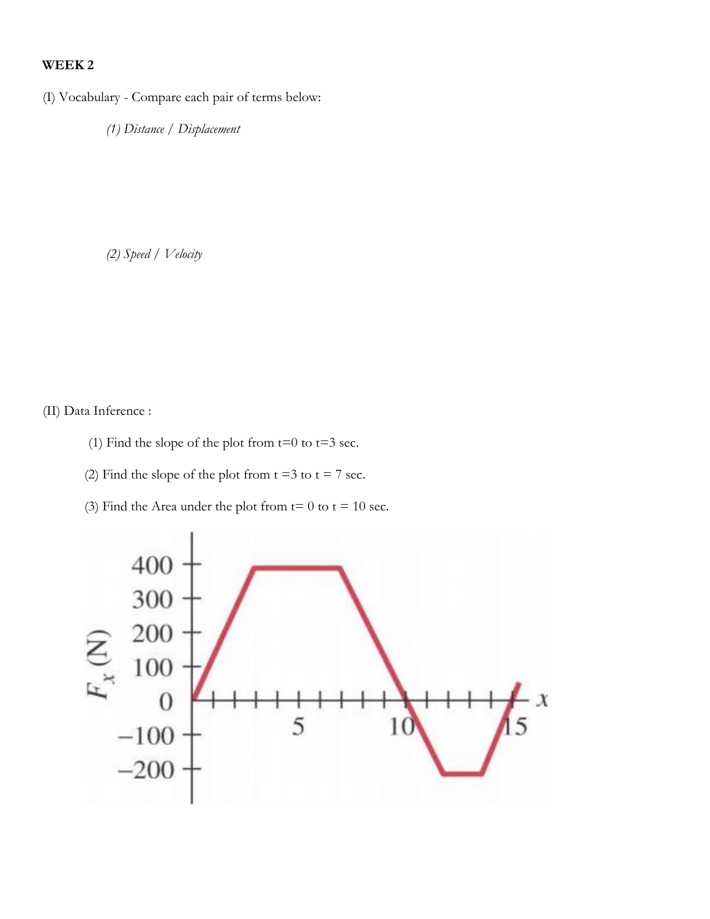**WEEK 2**

(I) Vocabulary - Compare each pair of terms below:

*(1) Distance / Displacement*

*(2) Speed / Velocity*

(II) Data Inference :

(1) Find the slope of the plot from t=0 to t=3 sec.

(2) Find the slope of the plot from t =3 to t = 7 sec.

(3) Find the Area under the plot from t= 0 to t = 10 sec.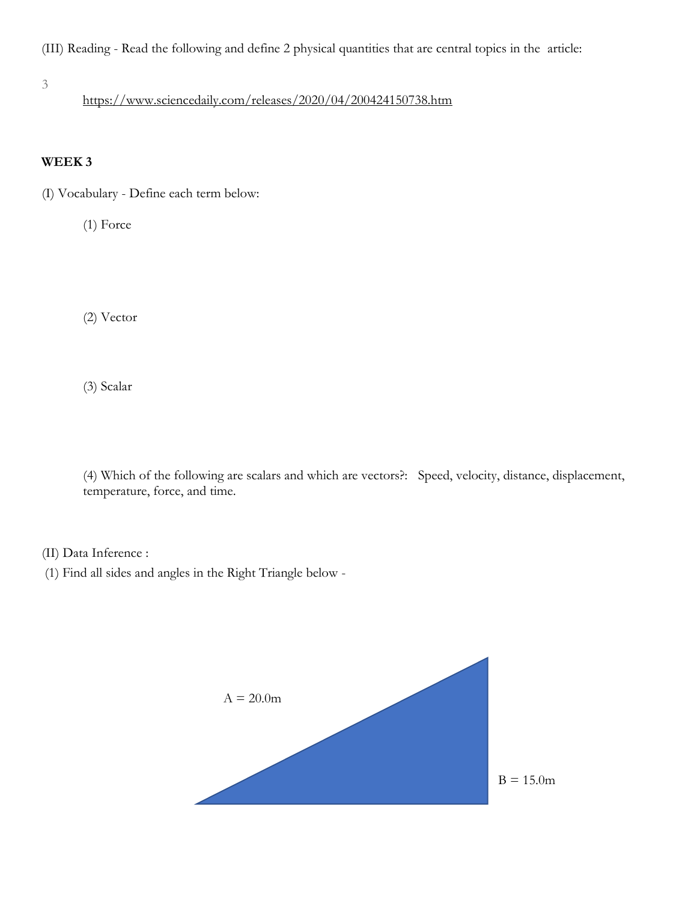(III) Reading - Read the following and define 2 physical quantities that are central topics in the article:

3

https://www.sciencedaily.com/releases/2020/04/200424150738.htm

**WEEK 3**

(I) Vocabulary - Define each term below:

(1) Force

(2) Vector

(3) Scalar

(4) Which of the following are scalars and which are vectors?: Speed, velocity, distance, displacement, temperature, force, and time.

(II) Data Inference :

(1) Find all sides and angles in the Right Triangle below -

A = 20.0m

B = 15.0m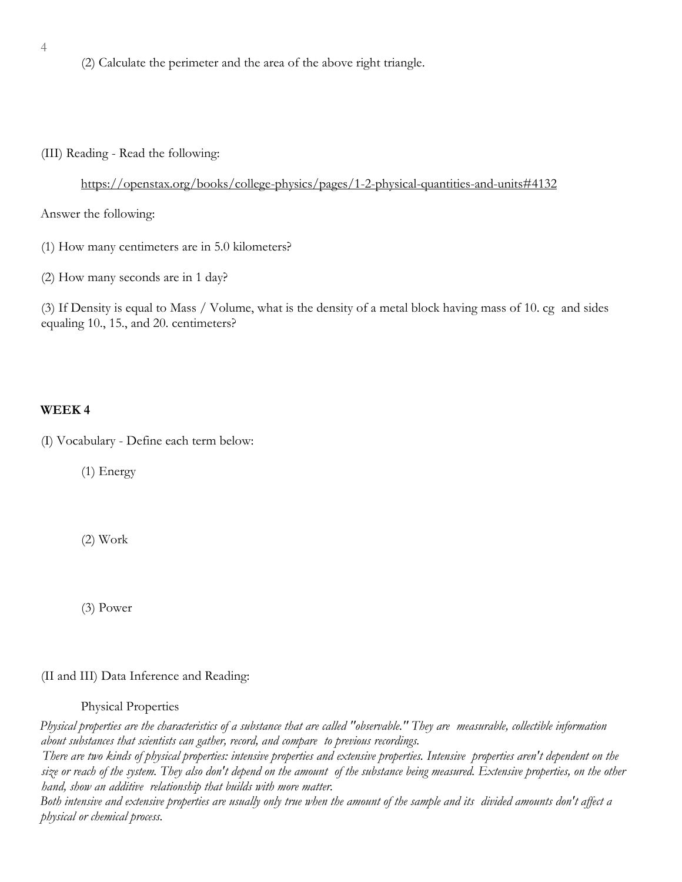(2) Calculate the perimeter and the area of the above right triangle.

(III) Reading - Read the following:

https://openstax.org/books/college-physics/pages/1-2-physical-quantities-and-units#4132

Answer the following:

(1) How many centimeters are in 5.0 kilometers?

(2) How many seconds are in 1 day?

(3) If Density is equal to Mass / Volume, what is the density of a metal block having mass of 10. cg and sides equaling 10., 15., and 20. centimeters?

**WEEK 4**

(I) Vocabulary - Define each term below:

(1) Energy

(2) Work

(3) Power

(II and III) Data Inference and Reading:

Physical Properties

*Physical properties are the characteristics of a substance that are called "observable." They are measurable, collectible information about substances that scientists can gather, record, and compare to previous recordings.*

*There are two kinds of physical properties: intensive properties and extensive properties. Intensive properties aren't dependent on the size or reach of the system. They also don't depend on the amount of the substance being measured. Extensive properties, on the other hand, show an additive relationship that builds with more matter.*

*Both intensive and extensive properties are usually only true when the amount of the sample and its divided amounts don't affect a physical or chemical process.*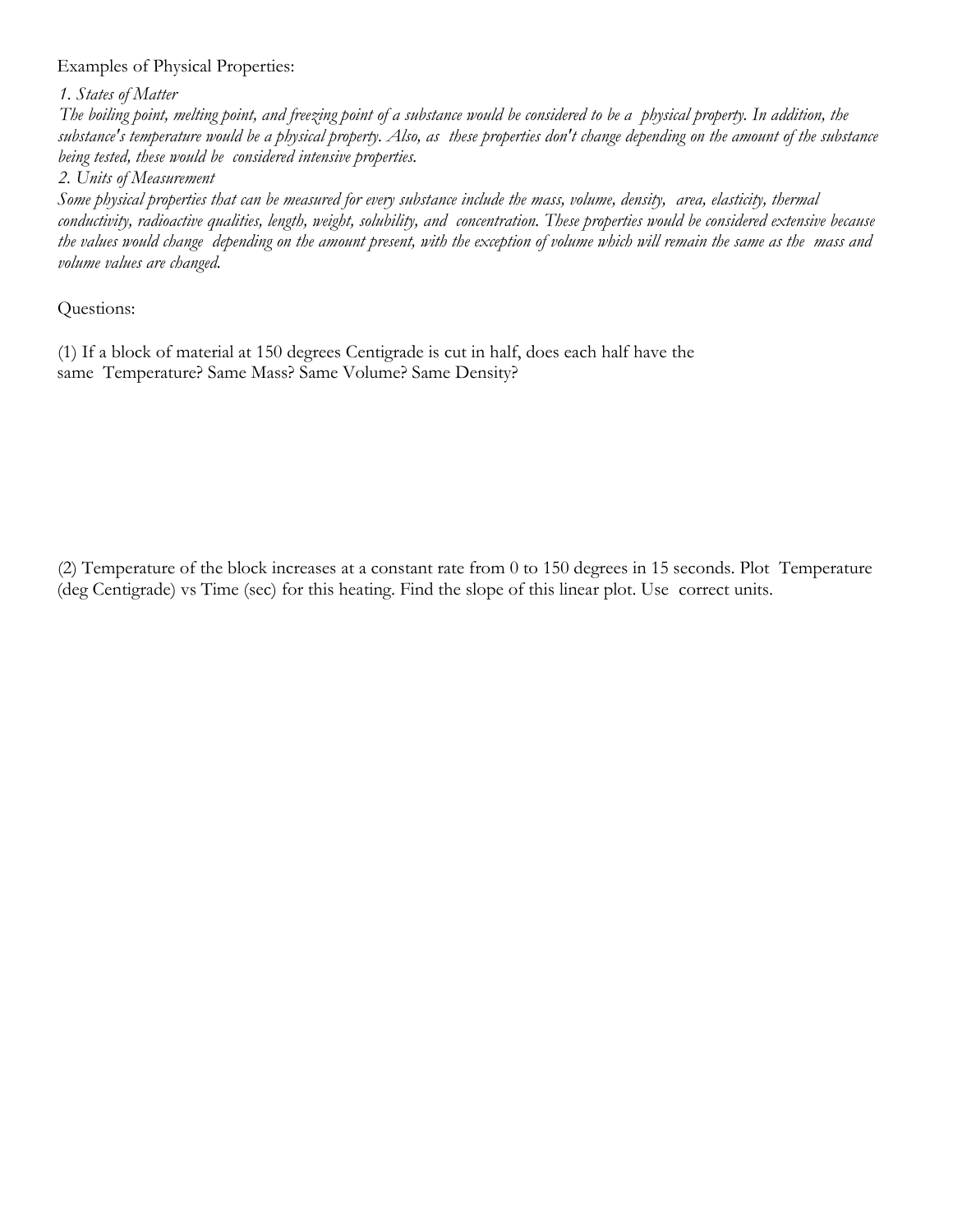Examples of Physical Properties:

*1. States of Matter*

*The boiling point, melting point, and freezing point of a substance would be considered to be a physical property. In addition, the substance's temperature would be a physical property. Also, as these properties don't change depending on the amount of the substance being tested, these would be considered intensive properties.*

*2. Units of Measurement*

*Some physical properties that can be measured for every substance include the mass, volume, density, area, elasticity, thermal conductivity, radioactive qualities, length, weight, solubility, and concentration. These properties would be considered extensive because the values would change depending on the amount present, with the exception of volume which will remain the same as the mass and volume values are changed.*

Questions:

(1) If a block of material at 150 degrees Centigrade is cut in half, does each half have the same Temperature? Same Mass? Same Volume? Same Density?

(2) Temperature of the block increases at a constant rate from 0 to 150 degrees in 15 seconds. Plot Temperature (deg Centigrade) vs Time (sec) for this heating. Find the slope of this linear plot. Use correct units.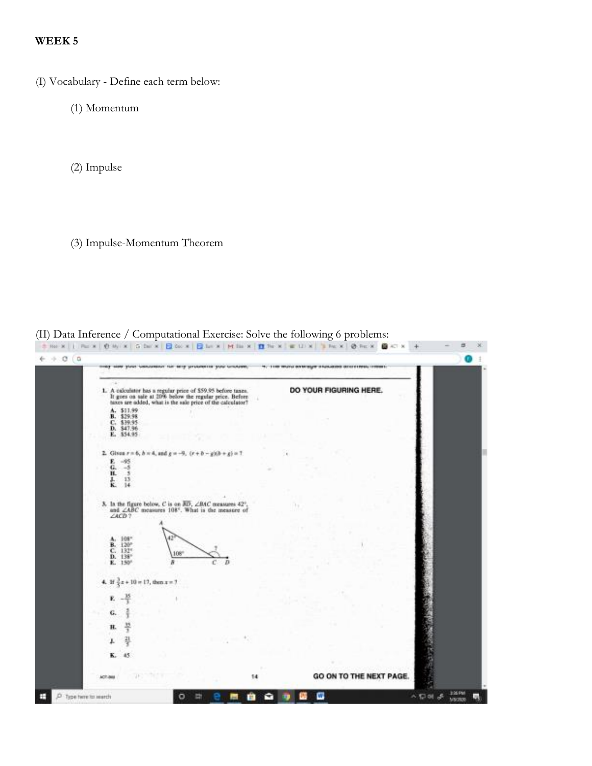**WEEK 5**

(I) Vocabulary - Define each term below:

(1) Momentum

(2) Impulse

(3) Impulse-Momentum Theorem

(II) Data Inference / Computational Exercise: Solve the following 6 problems:

DO YOUR FIGURING HERE.

1. A calculator has a regular price of $59.95 before taxes. It goes on sale at 20% below the regular price. Before taxes are added, what is the sale price of the calculator?

   A. $11.99
   B. $29.98
   C. $39.95
   D. $47.96
   E. $54.95

2. Given $r = 6$, $b = 4$, and $g = -9$, $(r + b - g)(b + g) = ?$

   F. −95
   G. −5
   H. 5
   J. 15
   K. 14

3. In the figure below, $C$ is on $\overline{BD}$, $\angle BAC$ measures 42°, and $\angle ABC$ measures 108°. What is the measure of $\angle ACD$?

   A. 108°
   B. 120°
   C. 132°
   D. 138°
   E. 150°

4. If $\frac{3}{5}x + 10 = 17$, then $x = ?$

   F. $-\frac{35}{3}$
   G. $\frac{5}{3}$
   H. $\frac{35}{3}$
   J. $\frac{21}{5}$
   K. 45

GO ON TO THE NEXT PAGE.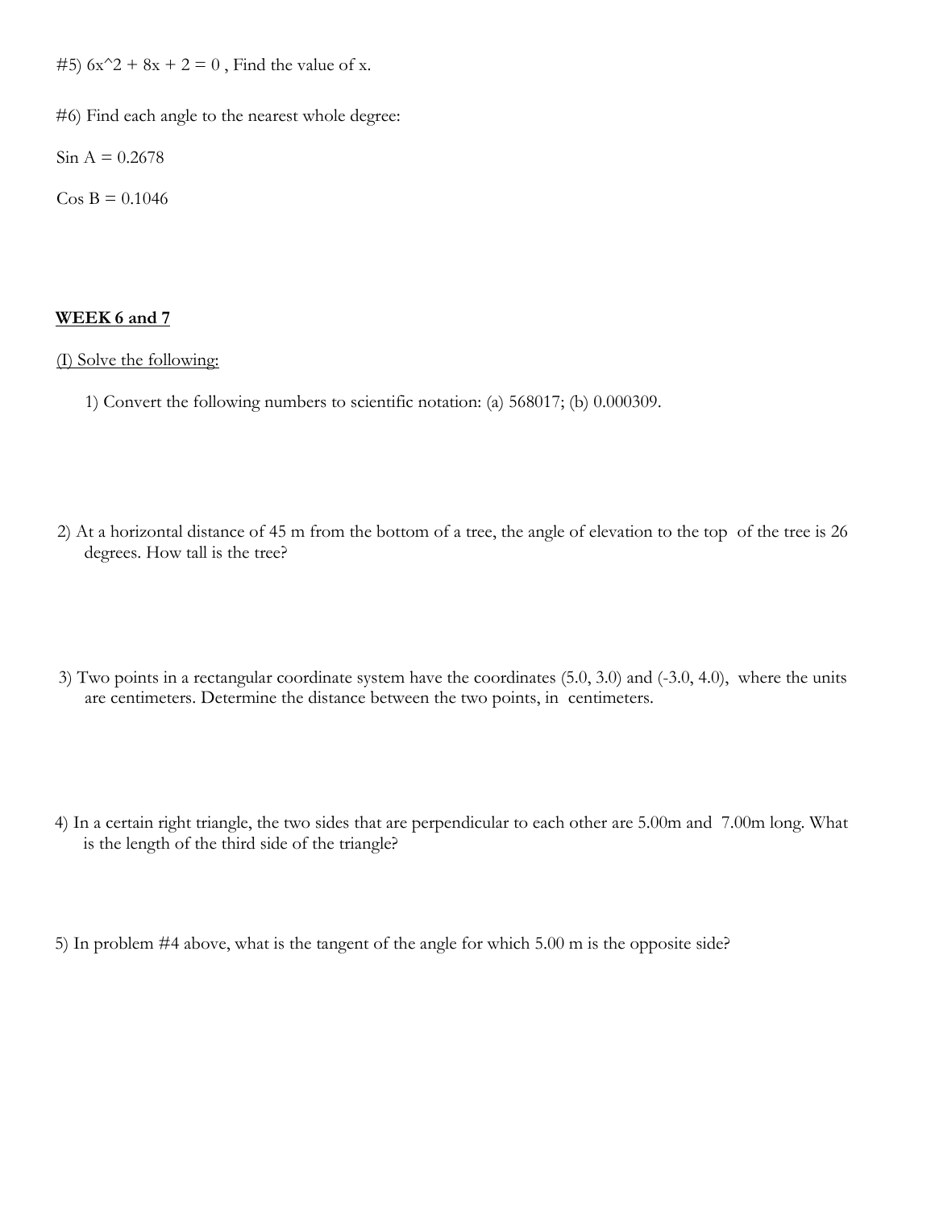#5) $6x^2 + 8x + 2 = 0$ , Find the value of x.

#6) Find each angle to the nearest whole degree:

Sin A = 0.2678

Cos B = 0.1046

**<u>WEEK 6 and 7</u>**

<u>(I) Solve the following:</u>

1) Convert the following numbers to scientific notation: (a) 568017; (b) 0.000309.

2) At a horizontal distance of 45 m from the bottom of a tree, the angle of elevation to the top of the tree is 26 degrees. How tall is the tree?

3) Two points in a rectangular coordinate system have the coordinates (5.0, 3.0) and (-3.0, 4.0), where the units are centimeters. Determine the distance between the two points, in centimeters.

4) In a certain right triangle, the two sides that are perpendicular to each other are 5.00m and 7.00m long. What is the length of the third side of the triangle?

5) In problem #4 above, what is the tangent of the angle for which 5.00 m is the opposite side?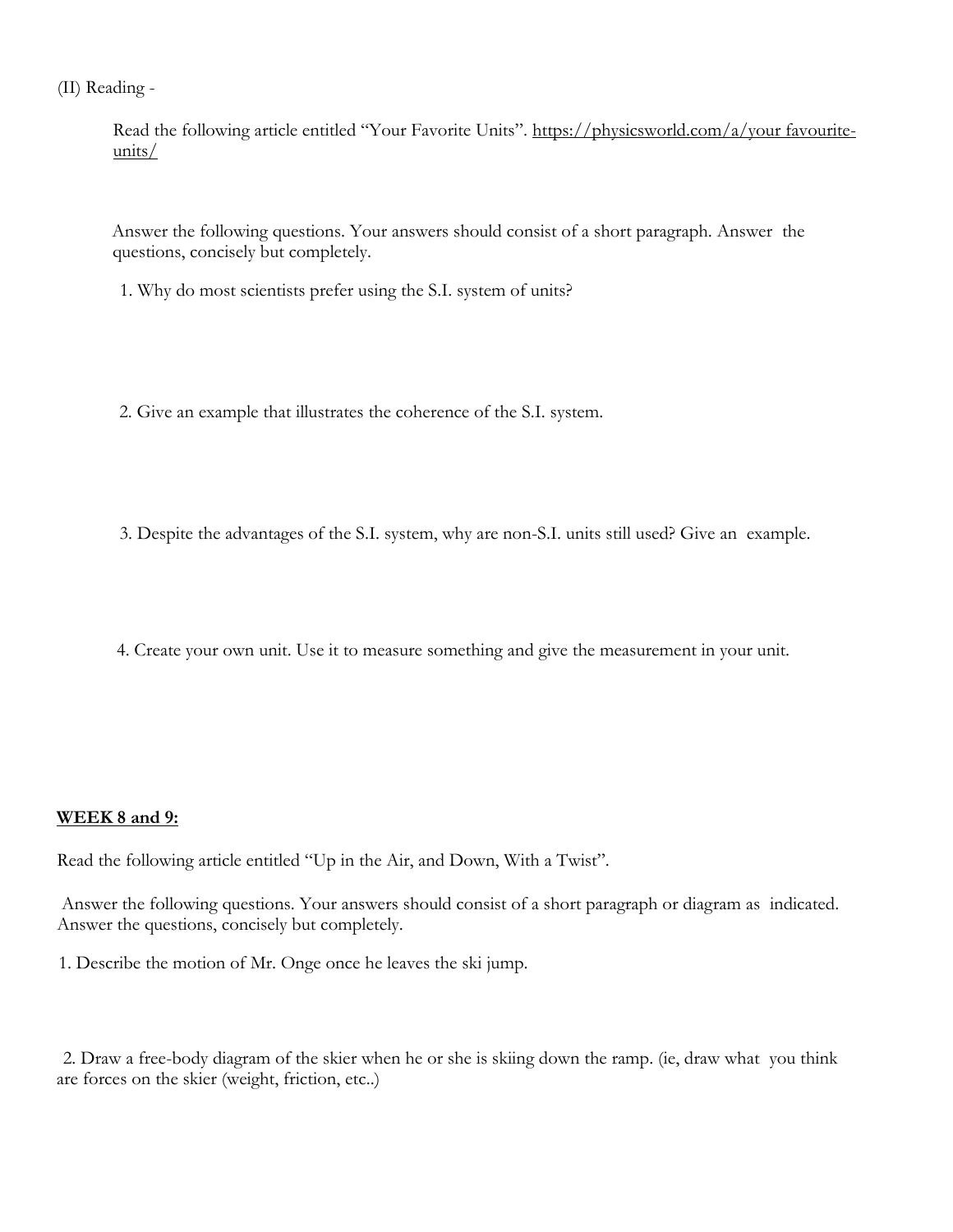(II) Reading -

Read the following article entitled "Your Favorite Units". https://physicsworld.com/a/your favourite-units/

Answer the following questions. Your answers should consist of a short paragraph. Answer the questions, concisely but completely.

1. Why do most scientists prefer using the S.I. system of units?

2. Give an example that illustrates the coherence of the S.I. system.

3. Despite the advantages of the S.I. system, why are non-S.I. units still used? Give an example.

4. Create your own unit. Use it to measure something and give the measurement in your unit.

**<u>WEEK 8 and 9:</u>**

Read the following article entitled "Up in the Air, and Down, With a Twist".

Answer the following questions. Your answers should consist of a short paragraph or diagram as indicated. Answer the questions, concisely but completely.

1. Describe the motion of Mr. Onge once he leaves the ski jump.

2. Draw a free-body diagram of the skier when he or she is skiing down the ramp. (ie, draw what you think are forces on the skier (weight, friction, etc..)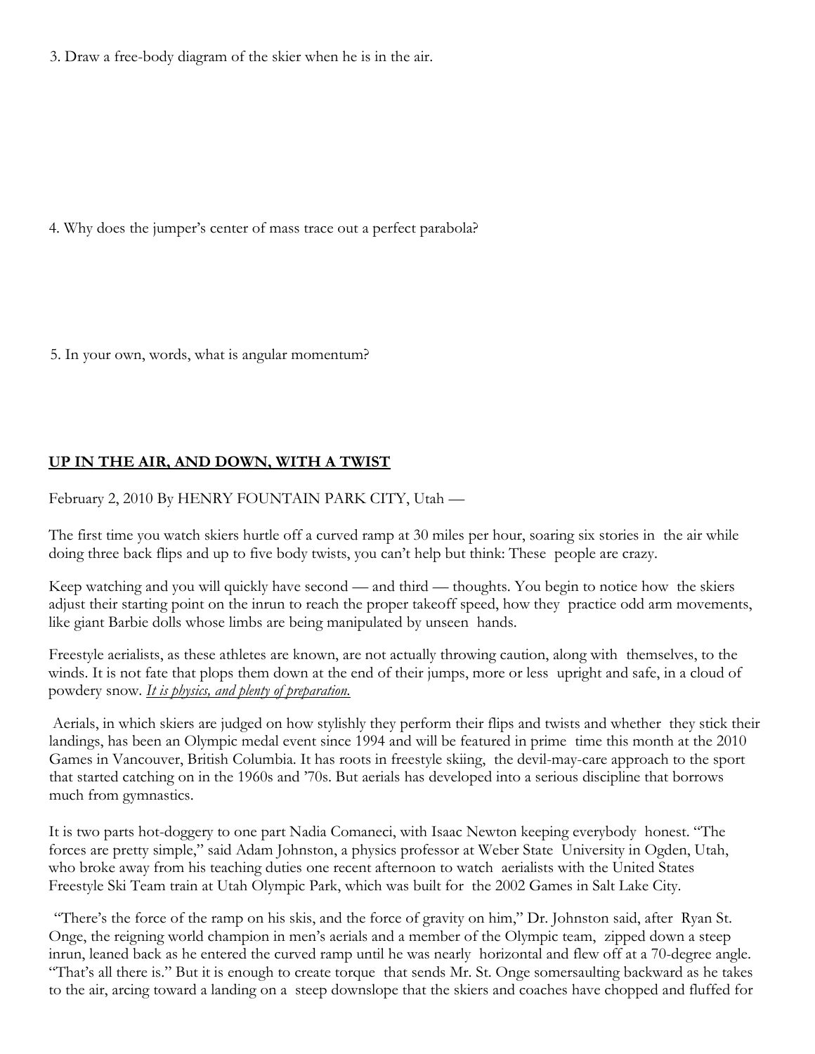3. Draw a free-body diagram of the skier when he is in the air.

4. Why does the jumper's center of mass trace out a perfect parabola?

5. In your own, words, what is angular momentum?

## UP IN THE AIR, AND DOWN, WITH A TWIST

February 2, 2010 By HENRY FOUNTAIN PARK CITY, Utah —

The first time you watch skiers hurtle off a curved ramp at 30 miles per hour, soaring six stories in the air while doing three back flips and up to five body twists, you can't help but think: These people are crazy.

Keep watching and you will quickly have second — and third — thoughts. You begin to notice how the skiers adjust their starting point on the inrun to reach the proper takeoff speed, how they practice odd arm movements, like giant Barbie dolls whose limbs are being manipulated by unseen hands.

Freestyle aerialists, as these athletes are known, are not actually throwing caution, along with themselves, to the winds. It is not fate that plops them down at the end of their jumps, more or less upright and safe, in a cloud of powdery snow. *It is physics, and plenty of preparation.*

Aerials, in which skiers are judged on how stylishly they perform their flips and twists and whether they stick their landings, has been an Olympic medal event since 1994 and will be featured in prime time this month at the 2010 Games in Vancouver, British Columbia. It has roots in freestyle skiing, the devil-may-care approach to the sport that started catching on in the 1960s and '70s. But aerials has developed into a serious discipline that borrows much from gymnastics.

It is two parts hot-doggery to one part Nadia Comaneci, with Isaac Newton keeping everybody honest. "The forces are pretty simple," said Adam Johnston, a physics professor at Weber State University in Ogden, Utah, who broke away from his teaching duties one recent afternoon to watch aerialists with the United States Freestyle Ski Team train at Utah Olympic Park, which was built for the 2002 Games in Salt Lake City.

"There's the force of the ramp on his skis, and the force of gravity on him," Dr. Johnston said, after Ryan St. Onge, the reigning world champion in men's aerials and a member of the Olympic team, zipped down a steep inrun, leaned back as he entered the curved ramp until he was nearly horizontal and flew off at a 70-degree angle. "That's all there is." But it is enough to create torque that sends Mr. St. Onge somersaulting backward as he takes to the air, arcing toward a landing on a steep downslope that the skiers and coaches have chopped and fluffed for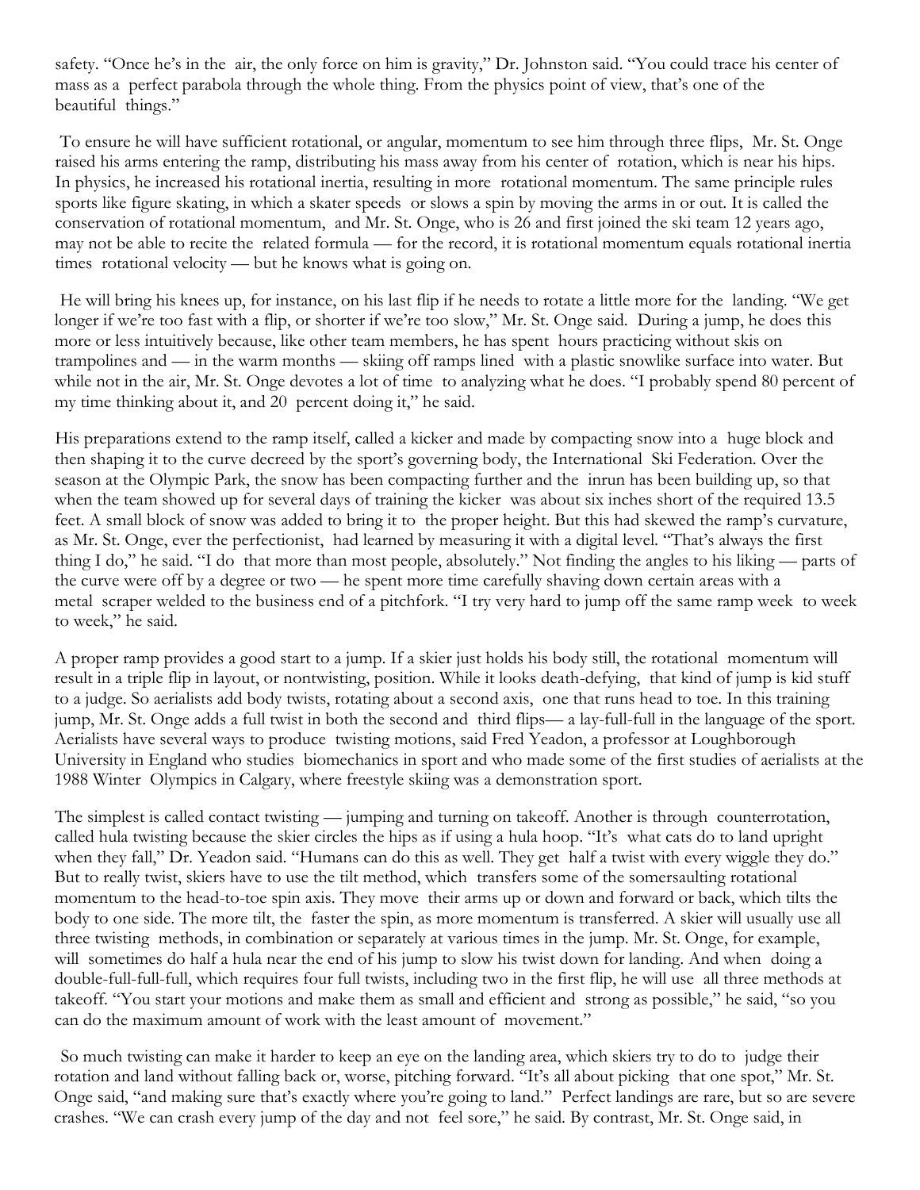safety. "Once he's in the air, the only force on him is gravity," Dr. Johnston said. "You could trace his center of mass as a perfect parabola through the whole thing. From the physics point of view, that's one of the beautiful things."

To ensure he will have sufficient rotational, or angular, momentum to see him through three flips, Mr. St. Onge raised his arms entering the ramp, distributing his mass away from his center of rotation, which is near his hips. In physics, he increased his rotational inertia, resulting in more rotational momentum. The same principle rules sports like figure skating, in which a skater speeds or slows a spin by moving the arms in or out. It is called the conservation of rotational momentum, and Mr. St. Onge, who is 26 and first joined the ski team 12 years ago, may not be able to recite the related formula — for the record, it is rotational momentum equals rotational inertia times rotational velocity — but he knows what is going on.

He will bring his knees up, for instance, on his last flip if he needs to rotate a little more for the landing. "We get longer if we're too fast with a flip, or shorter if we're too slow," Mr. St. Onge said. During a jump, he does this more or less intuitively because, like other team members, he has spent hours practicing without skis on trampolines and — in the warm months — skiing off ramps lined with a plastic snowlike surface into water. But while not in the air, Mr. St. Onge devotes a lot of time to analyzing what he does. "I probably spend 80 percent of my time thinking about it, and 20 percent doing it," he said.

His preparations extend to the ramp itself, called a kicker and made by compacting snow into a huge block and then shaping it to the curve decreed by the sport's governing body, the International Ski Federation. Over the season at the Olympic Park, the snow has been compacting further and the inrun has been building up, so that when the team showed up for several days of training the kicker was about six inches short of the required 13.5 feet. A small block of snow was added to bring it to the proper height. But this had skewed the ramp's curvature, as Mr. St. Onge, ever the perfectionist, had learned by measuring it with a digital level. "That's always the first thing I do," he said. "I do that more than most people, absolutely." Not finding the angles to his liking — parts of the curve were off by a degree or two — he spent more time carefully shaving down certain areas with a metal scraper welded to the business end of a pitchfork. "I try very hard to jump off the same ramp week to week to week," he said.

A proper ramp provides a good start to a jump. If a skier just holds his body still, the rotational momentum will result in a triple flip in layout, or nontwisting, position. While it looks death-defying, that kind of jump is kid stuff to a judge. So aerialists add body twists, rotating about a second axis, one that runs head to toe. In this training jump, Mr. St. Onge adds a full twist in both the second and third flips— a lay-full-full in the language of the sport. Aerialists have several ways to produce twisting motions, said Fred Yeadon, a professor at Loughborough University in England who studies biomechanics in sport and who made some of the first studies of aerialists at the 1988 Winter Olympics in Calgary, where freestyle skiing was a demonstration sport.

The simplest is called contact twisting — jumping and turning on takeoff. Another is through counterrotation, called hula twisting because the skier circles the hips as if using a hula hoop. "It's what cats do to land upright when they fall," Dr. Yeadon said. "Humans can do this as well. They get half a twist with every wiggle they do." But to really twist, skiers have to use the tilt method, which transfers some of the somersaulting rotational momentum to the head-to-toe spin axis. They move their arms up or down and forward or back, which tilts the body to one side. The more tilt, the faster the spin, as more momentum is transferred. A skier will usually use all three twisting methods, in combination or separately at various times in the jump. Mr. St. Onge, for example, will sometimes do half a hula near the end of his jump to slow his twist down for landing. And when doing a double-full-full-full, which requires four full twists, including two in the first flip, he will use all three methods at takeoff. "You start your motions and make them as small and efficient and strong as possible," he said, "so you can do the maximum amount of work with the least amount of movement."

So much twisting can make it harder to keep an eye on the landing area, which skiers try to do to judge their rotation and land without falling back or, worse, pitching forward. "It's all about picking that one spot," Mr. St. Onge said, "and making sure that's exactly where you're going to land." Perfect landings are rare, but so are severe crashes. "We can crash every jump of the day and not feel sore," he said. By contrast, Mr. St. Onge said, in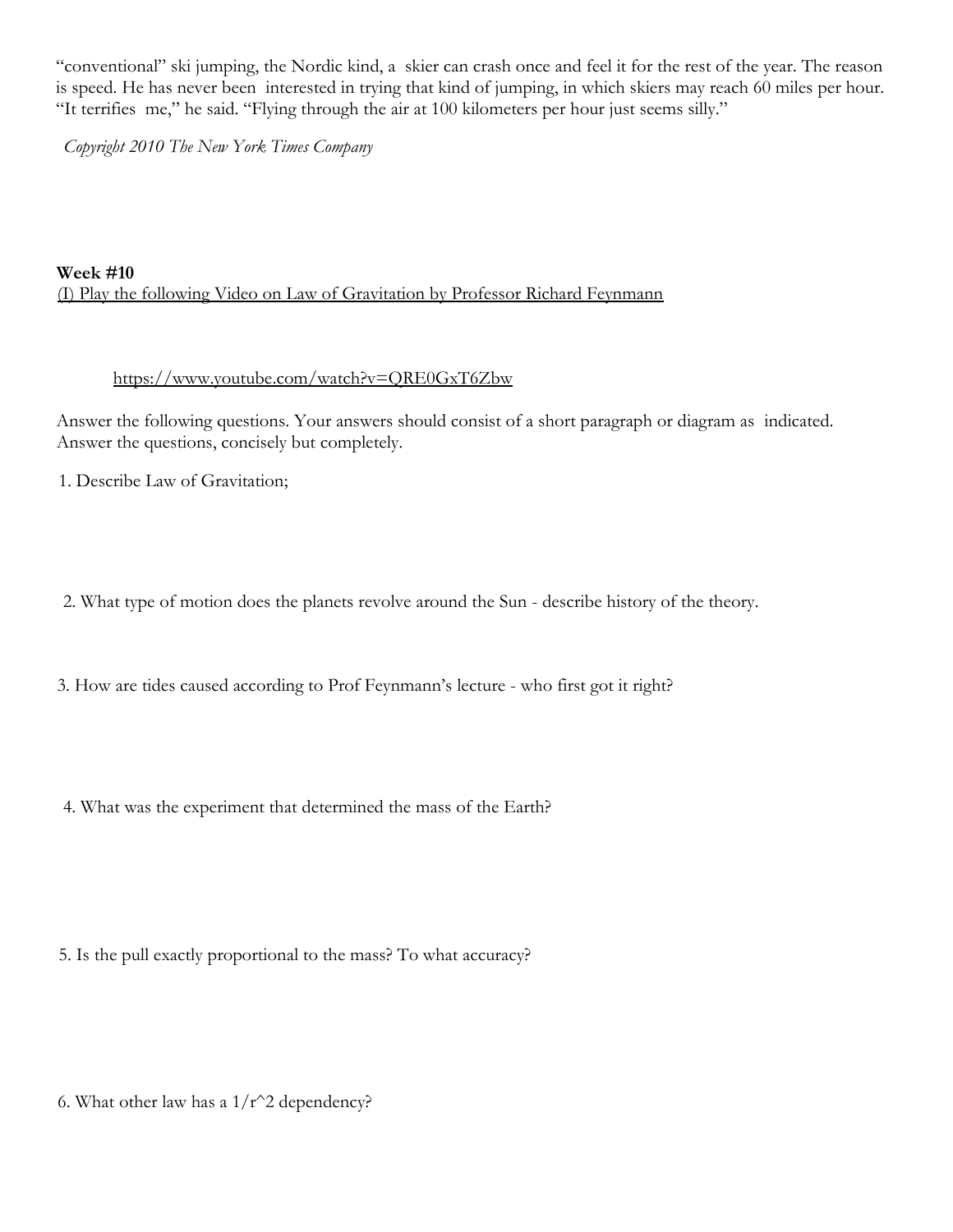"conventional" ski jumping, the Nordic kind, a skier can crash once and feel it for the rest of the year. The reason is speed. He has never been interested in trying that kind of jumping, in which skiers may reach 60 miles per hour. "It terrifies me," he said. "Flying through the air at 100 kilometers per hour just seems silly."

*Copyright 2010 The New York Times Company*

**Week #10**

(I) Play the following Video on Law of Gravitation by Professor Richard Feynmann

https://www.youtube.com/watch?v=QRE0GxT6Zbw

Answer the following questions. Your answers should consist of a short paragraph or diagram as indicated. Answer the questions, concisely but completely.

1. Describe Law of Gravitation;

2. What type of motion does the planets revolve around the Sun - describe history of the theory.

3. How are tides caused according to Prof Feynmann's lecture - who first got it right?

4. What was the experiment that determined the mass of the Earth?

5. Is the pull exactly proportional to the mass? To what accuracy?

6. What other law has a $1/r^2$ dependency?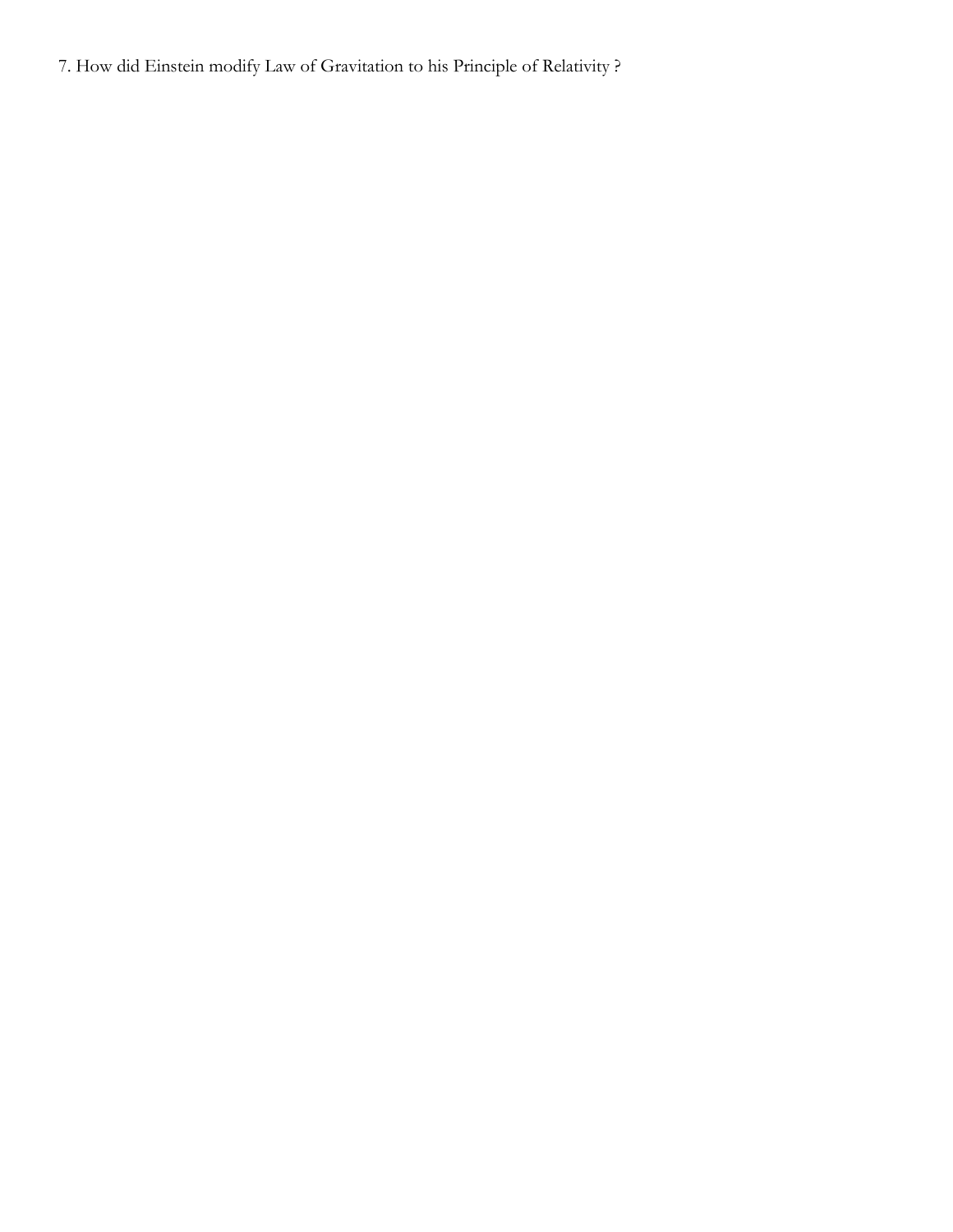7. How did Einstein modify Law of Gravitation to his Principle of Relativity ?